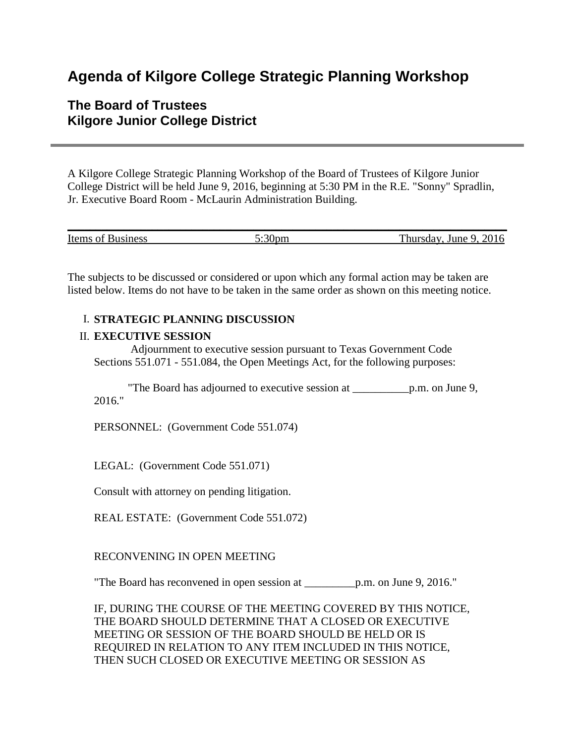# Agenda of Kilgore College Strategic Planning Workshop

## The Board of Trustees
## Kilgore Junior College District

---

A Kilgore College Strategic Planning Workshop of the Board of Trustees of Kilgore Junior College District will be held June 9, 2016, beginning at 5:30 PM in the R.E. "Sonny" Spradlin, Jr. Executive Board Room - McLaurin Administration Building.

| Items of Business | 5:30pm | Thursday, June 9, 2016 |
| --- | --- | --- |

The subjects to be discussed or considered or upon which any formal action may be taken are listed below. Items do not have to be taken in the same order as shown on this meeting notice.

I. **STRATEGIC PLANNING DISCUSSION**

II. **EXECUTIVE SESSION**

Adjournment to executive session pursuant to Texas Government Code Sections 551.071 - 551.084, the Open Meetings Act, for the following purposes:

"The Board has adjourned to executive session at __________p.m. on June 9, 2016."

PERSONNEL: (Government Code 551.074)

LEGAL: (Government Code 551.071)

Consult with attorney on pending litigation.

REAL ESTATE: (Government Code 551.072)

RECONVENING IN OPEN MEETING

"The Board has reconvened in open session at _________p.m. on June 9, 2016."

IF, DURING THE COURSE OF THE MEETING COVERED BY THIS NOTICE, THE BOARD SHOULD DETERMINE THAT A CLOSED OR EXECUTIVE MEETING OR SESSION OF THE BOARD SHOULD BE HELD OR IS REQUIRED IN RELATION TO ANY ITEM INCLUDED IN THIS NOTICE, THEN SUCH CLOSED OR EXECUTIVE MEETING OR SESSION AS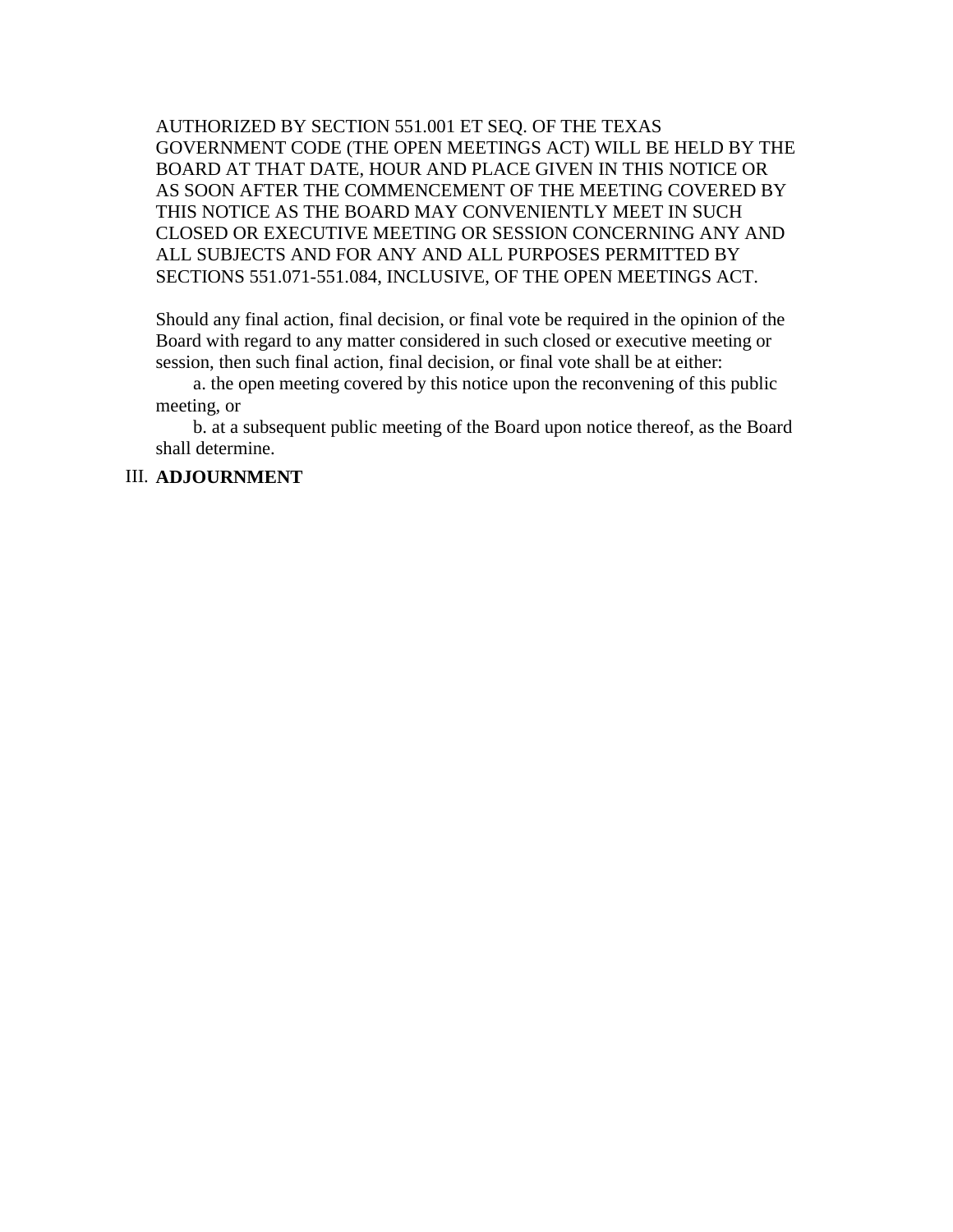AUTHORIZED BY SECTION 551.001 ET SEQ. OF THE TEXAS GOVERNMENT CODE (THE OPEN MEETINGS ACT) WILL BE HELD BY THE BOARD AT THAT DATE, HOUR AND PLACE GIVEN IN THIS NOTICE OR AS SOON AFTER THE COMMENCEMENT OF THE MEETING COVERED BY THIS NOTICE AS THE BOARD MAY CONVENIENTLY MEET IN SUCH CLOSED OR EXECUTIVE MEETING OR SESSION CONCERNING ANY AND ALL SUBJECTS AND FOR ANY AND ALL PURPOSES PERMITTED BY SECTIONS 551.071-551.084, INCLUSIVE, OF THE OPEN MEETINGS ACT.

Should any final action, final decision, or final vote be required in the opinion of the Board with regard to any matter considered in such closed or executive meeting or session, then such final action, final decision, or final vote shall be at either:

a. the open meeting covered by this notice upon the reconvening of this public meeting, or

b. at a subsequent public meeting of the Board upon notice thereof, as the Board shall determine.

III. **ADJOURNMENT**